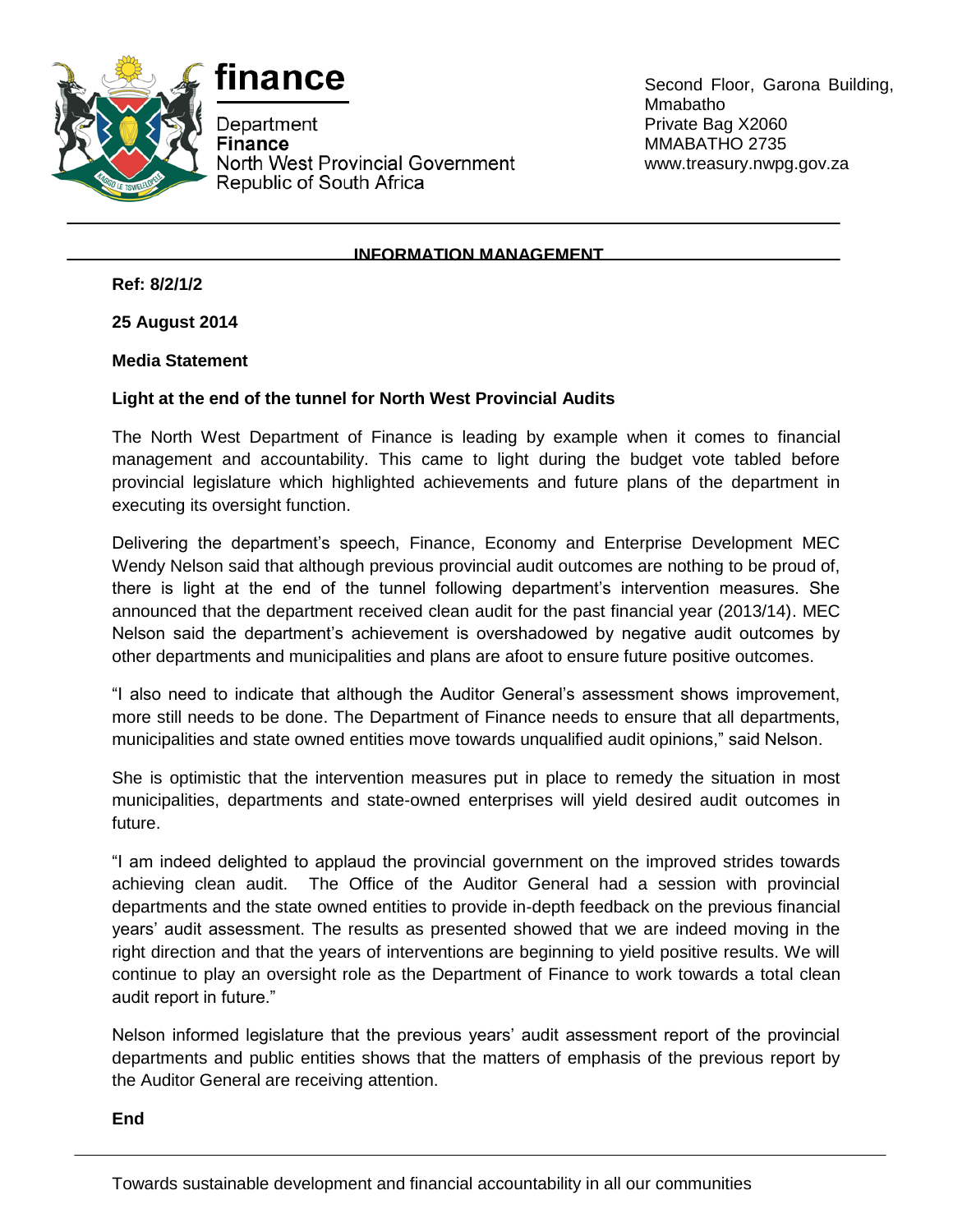finance

Department
**Finance**
North West Provincial Government
Republic of South Africa

Second Floor, Garona Building, Mmabatho
Private Bag X2060
MMABATHO 2735
www.treasury.nwpg.gov.za

**INFORMATION MANAGEMENT**

**Ref: 8/2/1/2**

**25 August 2014**

**Media Statement**

**Light at the end of the tunnel for North West Provincial Audits**

The North West Department of Finance is leading by example when it comes to financial management and accountability. This came to light during the budget vote tabled before provincial legislature which highlighted achievements and future plans of the department in executing its oversight function.

Delivering the department's speech, Finance, Economy and Enterprise Development MEC Wendy Nelson said that although previous provincial audit outcomes are nothing to be proud of, there is light at the end of the tunnel following department's intervention measures. She announced that the department received clean audit for the past financial year (2013/14). MEC Nelson said the department's achievement is overshadowed by negative audit outcomes by other departments and municipalities and plans are afoot to ensure future positive outcomes.

"I also need to indicate that although the Auditor General's assessment shows improvement, more still needs to be done. The Department of Finance needs to ensure that all departments, municipalities and state owned entities move towards unqualified audit opinions," said Nelson.

She is optimistic that the intervention measures put in place to remedy the situation in most municipalities, departments and state-owned enterprises will yield desired audit outcomes in future.

"I am indeed delighted to applaud the provincial government on the improved strides towards achieving clean audit. The Office of the Auditor General had a session with provincial departments and the state owned entities to provide in-depth feedback on the previous financial years' audit assessment. The results as presented showed that we are indeed moving in the right direction and that the years of interventions are beginning to yield positive results. We will continue to play an oversight role as the Department of Finance to work towards a total clean audit report in future."

Nelson informed legislature that the previous years' audit assessment report of the provincial departments and public entities shows that the matters of emphasis of the previous report by the Auditor General are receiving attention.

**End**

Towards sustainable development and financial accountability in all our communities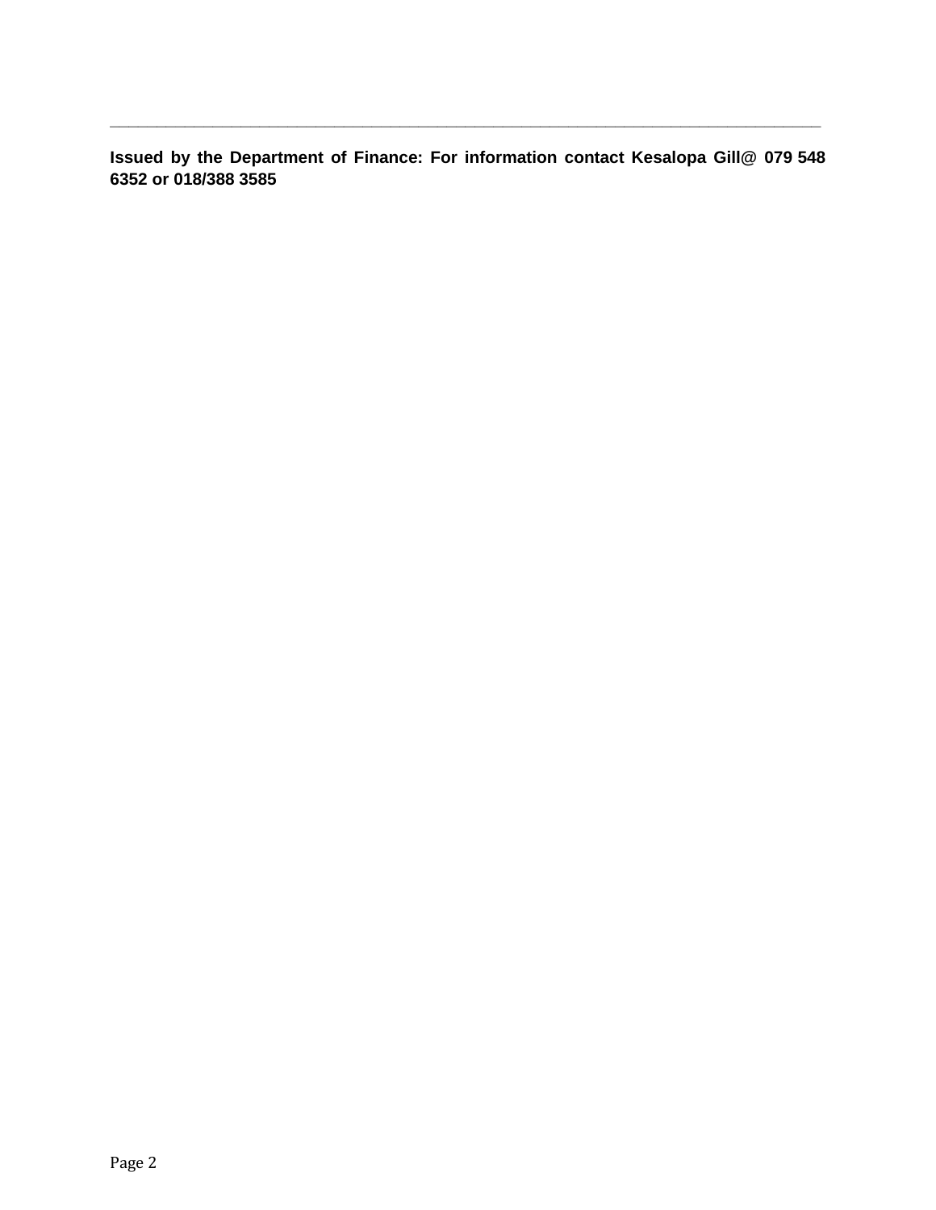---

**Issued by the Department of Finance: For information contact Kesalopa Gill@ 079 548 6352 or 018/388 3585**